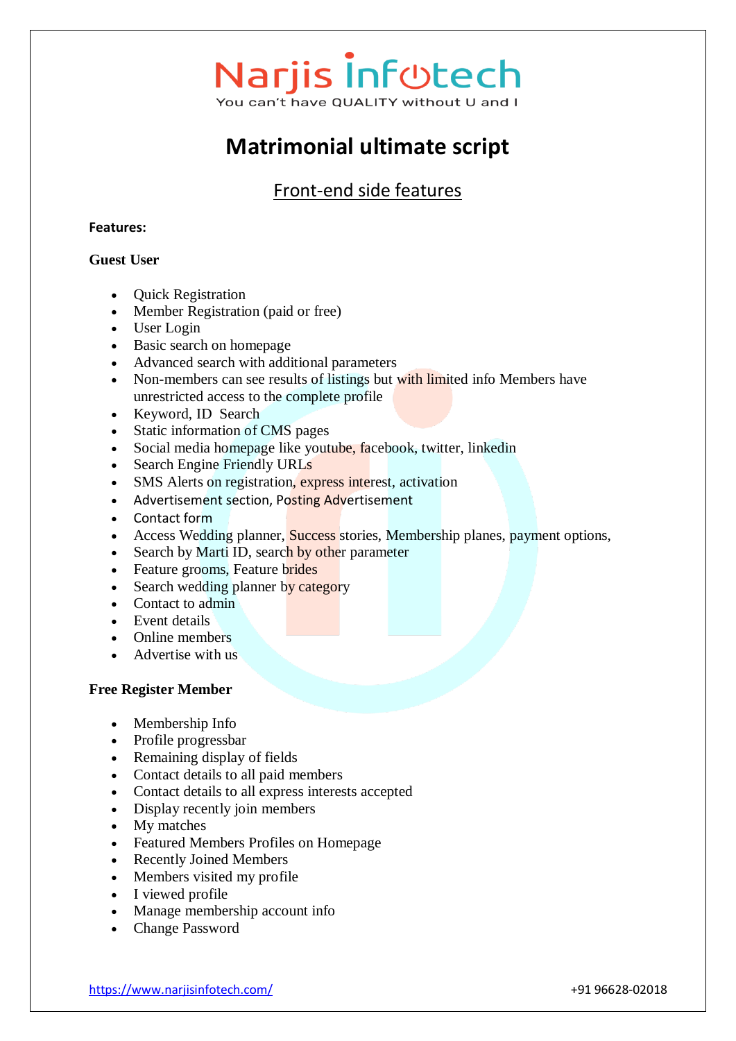Narjis Infotech
You can't have QUALITY without U and I

# Matrimonial ultimate script

## Front-end side features

**Features:**

**Guest User**

- Quick Registration
- Member Registration (paid or free)
- User Login
- Basic search on homepage
- Advanced search with additional parameters
- Non-members can see results of listings but with limited info Members have unrestricted access to the complete profile
- Keyword, ID Search
- Static information of CMS pages
- Social media homepage like youtube, facebook, twitter, linkedin
- Search Engine Friendly URLs
- SMS Alerts on registration, express interest, activation
- Advertisement section, Posting Advertisement
- Contact form
- Access Wedding planner, Success stories, Membership planes, payment options,
- Search by Marti ID, search by other parameter
- Feature grooms, Feature brides
- Search wedding planner by category
- Contact to admin
- Event details
- Online members
- Advertise with us

**Free Register Member**

- Membership Info
- Profile progressbar
- Remaining display of fields
- Contact details to all paid members
- Contact details to all express interests accepted
- Display recently join members
- My matches
- Featured Members Profiles on Homepage
- Recently Joined Members
- Members visited my profile
- I viewed profile
- Manage membership account info
- Change Password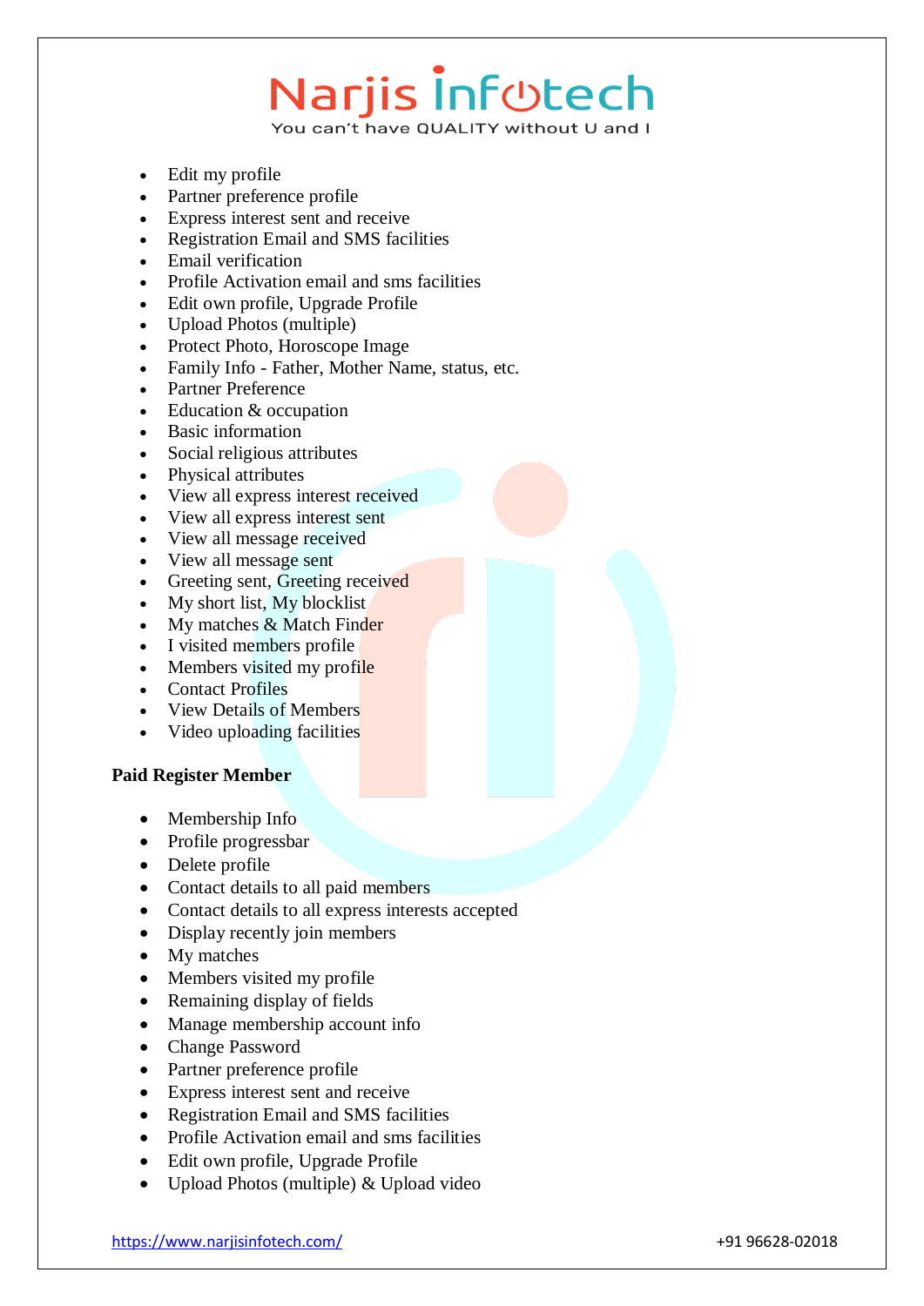- Edit my profile
- Partner preference profile
- Express interest sent and receive
- Registration Email and SMS facilities
- Email verification
- Profile Activation email and sms facilities
- Edit own profile, Upgrade Profile
- Upload Photos (multiple)
- Protect Photo, Horoscope Image
- Family Info - Father, Mother Name, status, etc.
- Partner Preference
- Education & occupation
- Basic information
- Social religious attributes
- Physical attributes
- View all express interest received
- View all express interest sent
- View all message received
- View all message sent
- Greeting sent, Greeting received
- My short list, My blocklist
- My matches & Match Finder
- I visited members profile
- Members visited my profile
- Contact Profiles
- View Details of Members
- Video uploading facilities

**Paid Register Member**

- Membership Info
- Profile progressbar
- Delete profile
- Contact details to all paid members
- Contact details to all express interests accepted
- Display recently join members
- My matches
- Members visited my profile
- Remaining display of fields
- Manage membership account info
- Change Password
- Partner preference profile
- Express interest sent and receive
- Registration Email and SMS facilities
- Profile Activation email and sms facilities
- Edit own profile, Upgrade Profile
- Upload Photos (multiple) & Upload video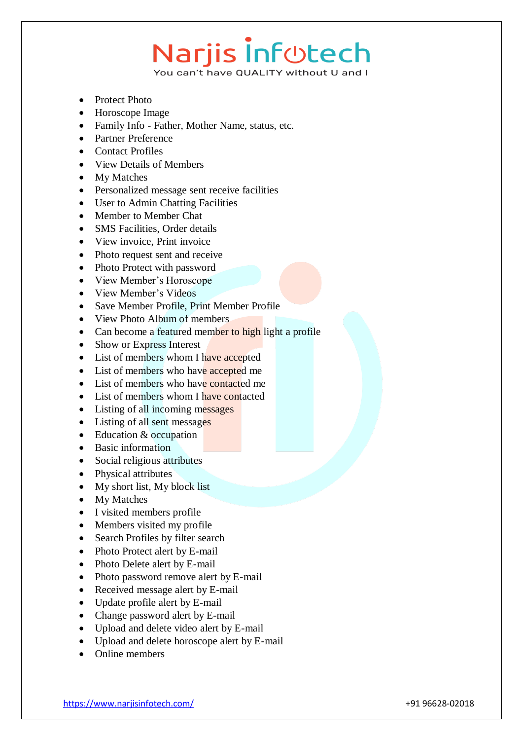- Protect Photo
- Horoscope Image
- Family Info - Father, Mother Name, status, etc.
- Partner Preference
- Contact Profiles
- View Details of Members
- My Matches
- Personalized message sent receive facilities
- User to Admin Chatting Facilities
- Member to Member Chat
- SMS Facilities, Order details
- View invoice, Print invoice
- Photo request sent and receive
- Photo Protect with password
- View Member's Horoscope
- View Member's Videos
- Save Member Profile, Print Member Profile
- View Photo Album of members
- Can become a featured member to high light a profile
- Show or Express Interest
- List of members whom I have accepted
- List of members who have accepted me
- List of members who have contacted me
- List of members whom I have contacted
- Listing of all incoming messages
- Listing of all sent messages
- Education & occupation
- Basic information
- Social religious attributes
- Physical attributes
- My short list, My block list
- My Matches
- I visited members profile
- Members visited my profile
- Search Profiles by filter search
- Photo Protect alert by E-mail
- Photo Delete alert by E-mail
- Photo password remove alert by E-mail
- Received message alert by E-mail
- Update profile alert by E-mail
- Change password alert by E-mail
- Upload and delete video alert by E-mail
- Upload and delete horoscope alert by E-mail
- Online members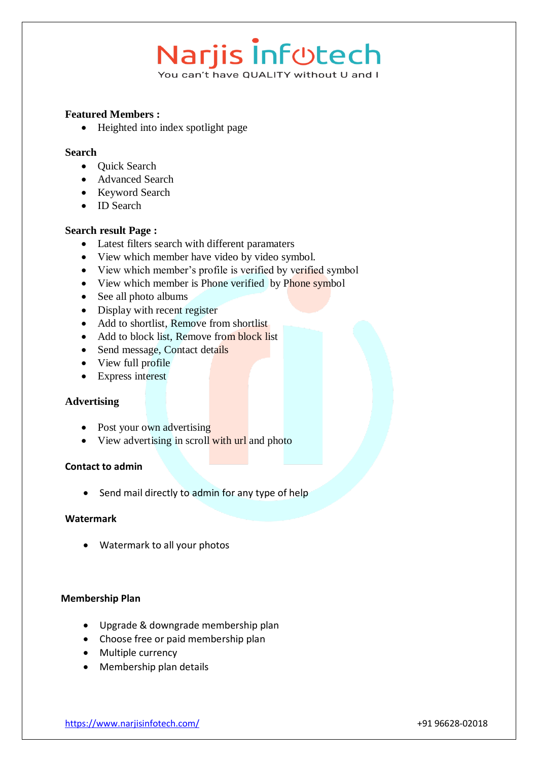**Featured Members :**

- Heighted into index spotlight page

**Search**

- Quick Search
- Advanced Search
- Keyword Search
- ID Search

**Search result Page :**

- Latest filters search with different paramaters
- View which member have video by video symbol.
- View which member's profile is verified by verified symbol
- View which member is Phone verified  by Phone symbol
- See all photo albums
- Display with recent register
- Add to shortlist, Remove from shortlist
- Add to block list, Remove from block list
- Send message, Contact details
- View full profile
- Express interest

**Advertising**

- Post your own advertising
- View advertising in scroll with url and photo

**Contact to admin**

- Send mail directly to admin for any type of help

**Watermark**

- Watermark to all your photos

**Membership Plan**

- Upgrade & downgrade membership plan
- Choose free or paid membership plan
- Multiple currency
- Membership plan details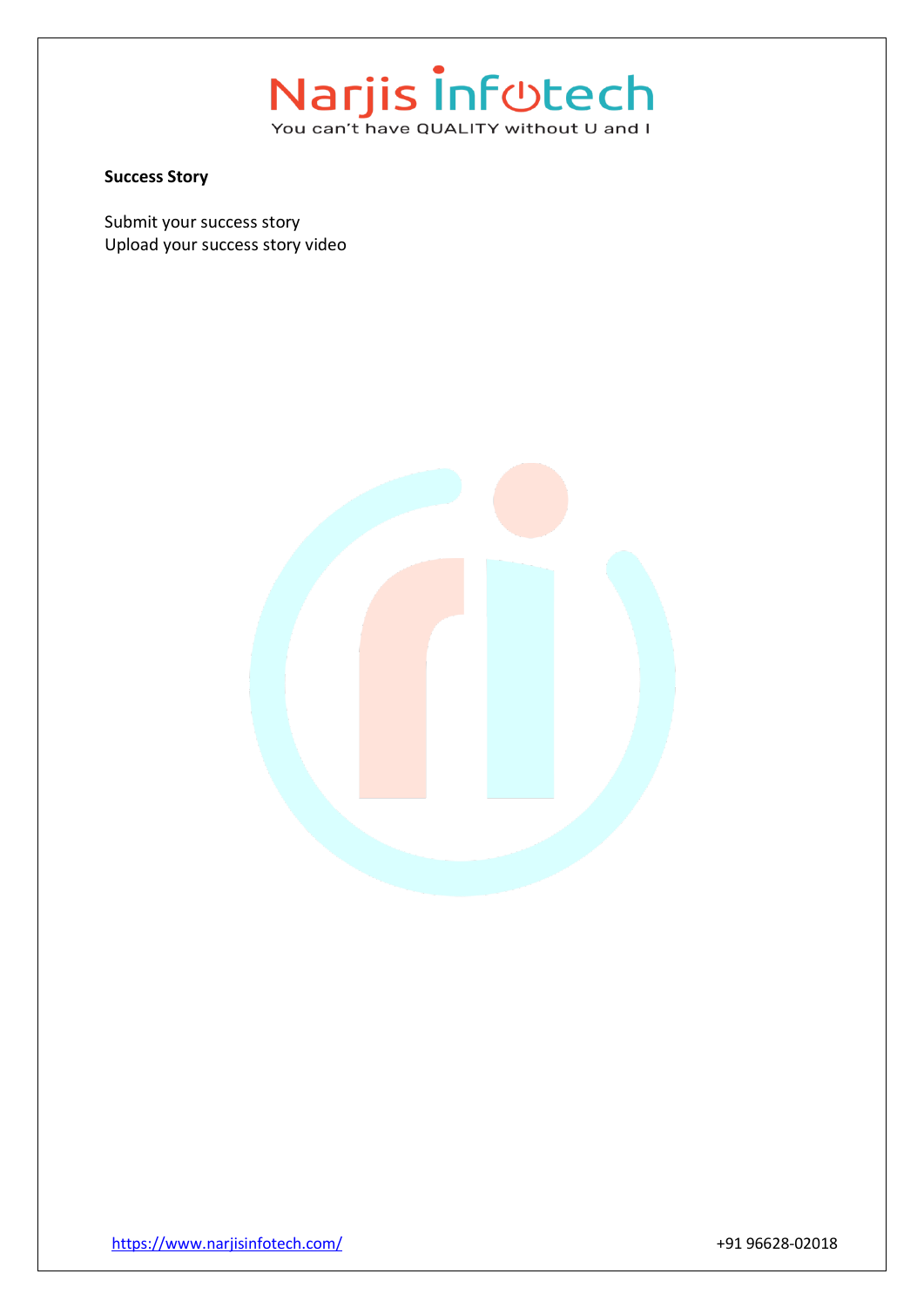**Success Story**

Submit your success story
Upload your success story video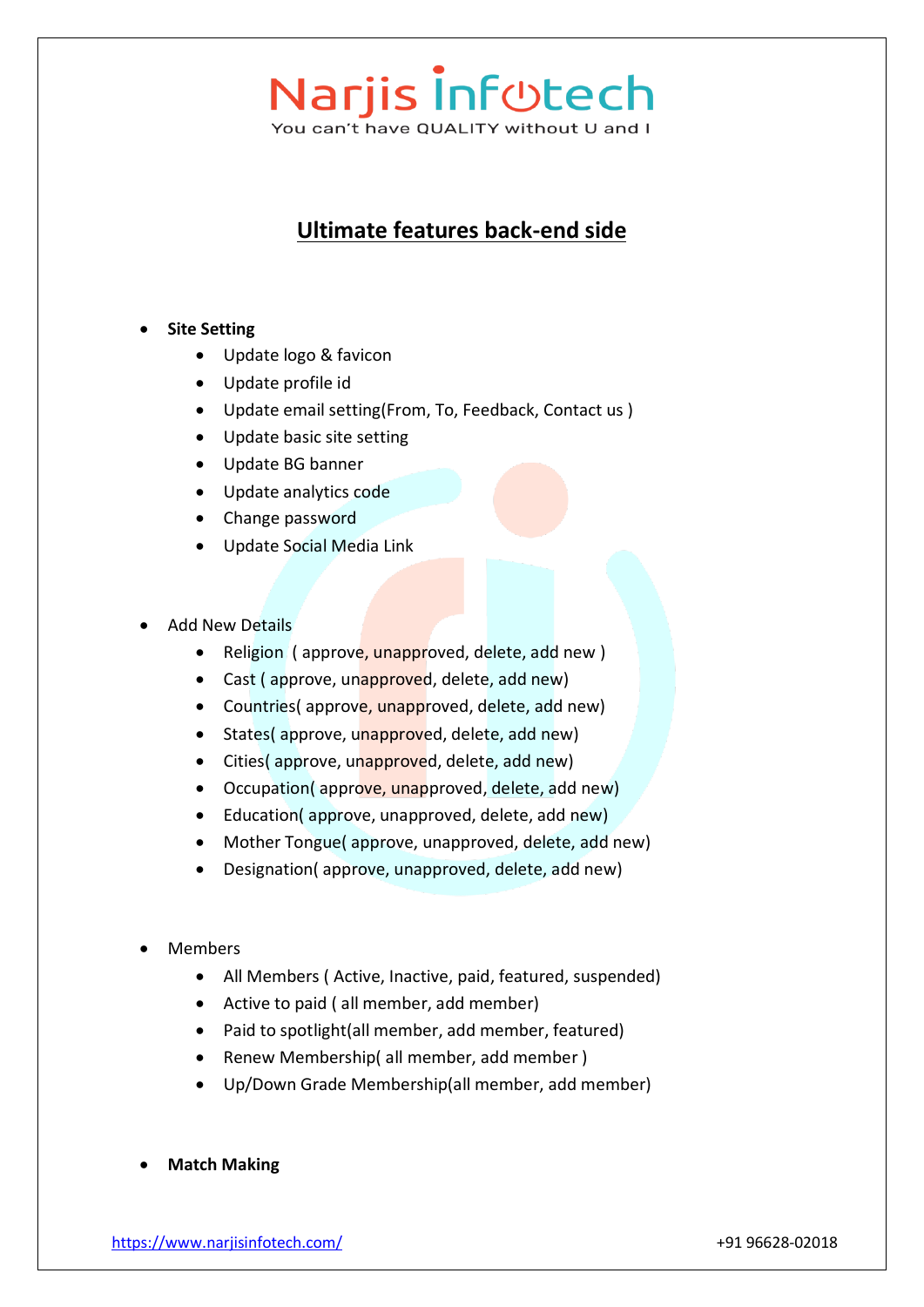## Ultimate features back-end side

- **Site Setting**
  - Update logo & favicon
  - Update profile id
  - Update email setting(From, To, Feedback, Contact us )
  - Update basic site setting
  - Update BG banner
  - Update analytics code
  - Change password
  - Update Social Media Link

- Add New Details
  - Religion ( approve, unapproved, delete, add new )
  - Cast ( approve, unapproved, delete, add new)
  - Countries( approve, unapproved, delete, add new)
  - States( approve, unapproved, delete, add new)
  - Cities( approve, unapproved, delete, add new)
  - Occupation( approve, unapproved, delete, add new)
  - Education( approve, unapproved, delete, add new)
  - Mother Tongue( approve, unapproved, delete, add new)
  - Designation( approve, unapproved, delete, add new)

- Members
  - All Members ( Active, Inactive, paid, featured, suspended)
  - Active to paid ( all member, add member)
  - Paid to spotlight(all member, add member, featured)
  - Renew Membership( all member, add member )
  - Up/Down Grade Membership(all member, add member)

- **Match Making**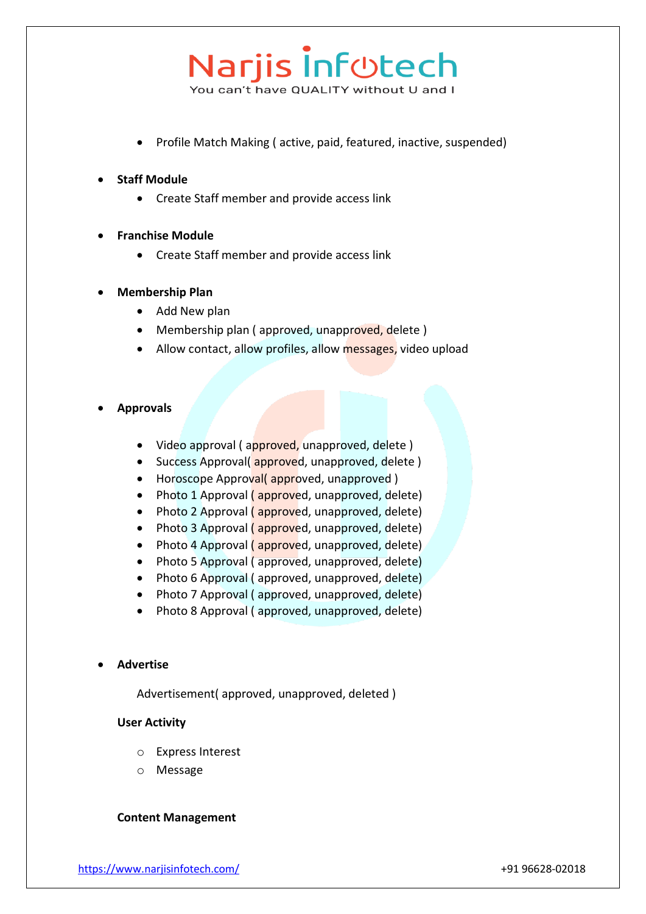- Profile Match Making ( active, paid, featured, inactive, suspended)

- **Staff Module**
  - Create Staff member and provide access link

- **Franchise Module**
  - Create Staff member and provide access link

- **Membership Plan**
  - Add New plan
  - Membership plan ( approved, unapproved, delete )
  - Allow contact, allow profiles, allow messages, video upload

- **Approvals**
  - Video approval ( approved, unapproved, delete )
  - Success Approval( approved, unapproved, delete )
  - Horoscope Approval( approved, unapproved )
  - Photo 1 Approval ( approved, unapproved, delete)
  - Photo 2 Approval ( approved, unapproved, delete)
  - Photo 3 Approval ( approved, unapproved, delete)
  - Photo 4 Approval ( approved, unapproved, delete)
  - Photo 5 Approval ( approved, unapproved, delete)
  - Photo 6 Approval ( approved, unapproved, delete)
  - Photo 7 Approval ( approved, unapproved, delete)
  - Photo 8 Approval ( approved, unapproved, delete)

- **Advertise**

  Advertisement( approved, unapproved, deleted )

**User Activity**

- Express Interest
- Message

**Content Management**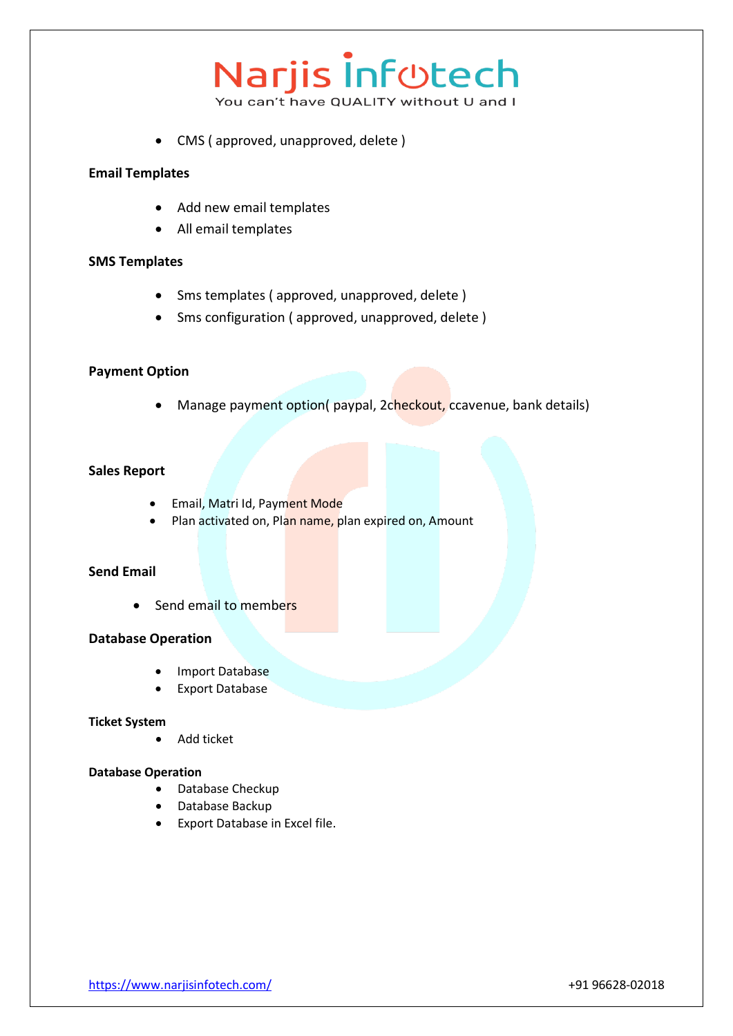- CMS ( approved, unapproved, delete )

**Email Templates**

- Add new email templates
- All email templates

**SMS Templates**

- Sms templates ( approved, unapproved, delete )
- Sms configuration ( approved, unapproved, delete )

**Payment Option**

- Manage payment option( paypal, 2checkout, ccavenue, bank details)

**Sales Report**

- Email, Matri Id, Payment Mode
- Plan activated on, Plan name, plan expired on, Amount

**Send Email**

- Send email to members

**Database Operation**

- Import Database
- Export Database

**Ticket System**

- Add ticket

**Database Operation**

- Database Checkup
- Database Backup
- Export Database in Excel file.